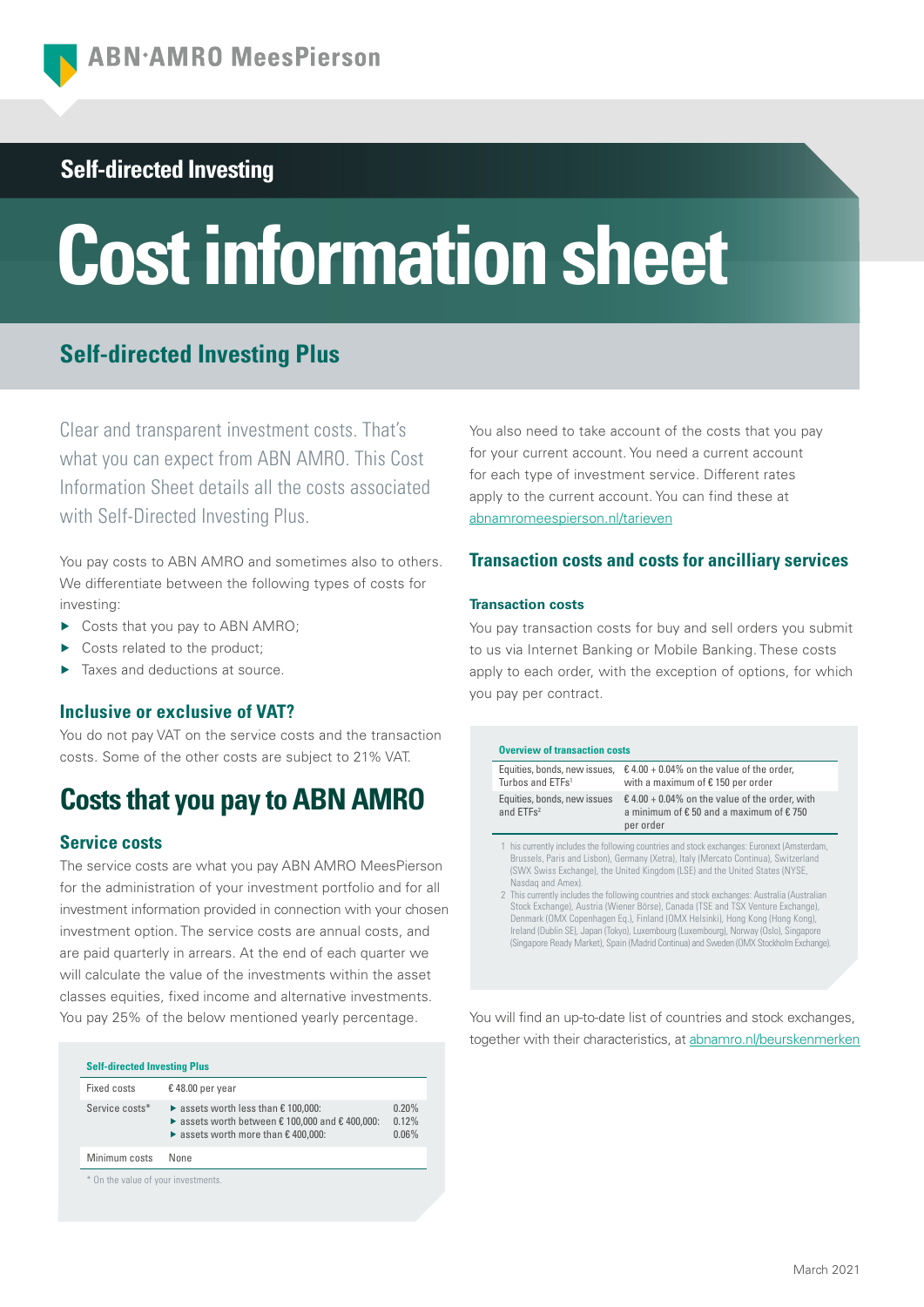ABN·AMRO MeesPierson

## Self-directed Investing

# Cost information sheet

## Self-directed Investing Plus

Clear and transparent investment costs. That's what you can expect from ABN AMRO. This Cost Information Sheet details all the costs associated with Self-Directed Investing Plus.

You pay costs to ABN AMRO and sometimes also to others. We differentiate between the following types of costs for investing:

- Costs that you pay to ABN AMRO;
- Costs related to the product;
- Taxes and deductions at source.

### Inclusive or exclusive of VAT?

You do not pay VAT on the service costs and the transaction costs. Some of the other costs are subject to 21% VAT.

## Costs that you pay to ABN AMRO

### Service costs

The service costs are what you pay ABN AMRO MeesPierson for the administration of your investment portfolio and for all investment information provided in connection with your chosen investment option. The service costs are annual costs, and are paid quarterly in arrears. At the end of each quarter we will calculate the value of the investments within the asset classes equities, fixed income and alternative investments. You pay 25% of the below mentioned yearly percentage.

**Self-directed Investing Plus**

| | | |
|---|---|---|
| Fixed costs | € 48.00 per year | |
| Service costs* | ▸ assets worth less than € 100,000:<br>▸ assets worth between € 100,000 and € 400,000:<br>▸ assets worth more than € 400,000: | 0.20%<br>0.12%<br>0.06% |
| Minimum costs | None | |

\* On the value of your investments.

You also need to take account of the costs that you pay for your current account. You need a current account for each type of investment service. Different rates apply to the current account. You can find these at [abnamromeespierson.nl/tarieven](abnamromeespierson.nl/tarieven)

### Transaction costs and costs for ancillary services

#### Transaction costs

You pay transaction costs for buy and sell orders you submit to us via Internet Banking or Mobile Banking. These costs apply to each order, with the exception of options, for which you pay per contract.

**Overview of transaction costs**

| | |
|---|---|
| Equities, bonds, new issues, Turbos and ETFs[1] | € 4.00 + 0.04% on the value of the order, with a maximum of € 150 per order |
| Equities, bonds, new issues and ETFs[2] | € 4.00 + 0.04% on the value of the order, with a minimum of € 50 and a maximum of € 750 per order |

1 his currently includes the following countries and stock exchanges: Euronext (Amsterdam, Brussels, Paris and Lisbon), Germany (Xetra), Italy (Mercato Continua), Switzerland (SWX Swiss Exchange), the United Kingdom (LSE) and the United States (NYSE, Nasdaq and Amex).

2 This currently includes the following countries and stock exchanges: Australia (Australian Stock Exchange), Austria (Wiener Börse), Canada (TSE and TSX Venture Exchange), Denmark (OMX Copenhagen Eq.), Finland (OMX Helsinki), Hong Kong (Hong Kong), Ireland (Dublin SE), Japan (Tokyo), Luxembourg (Luxembourg), Norway (Oslo), Singapore (Singapore Ready Market), Spain (Madrid Continua) and Sweden (OMX Stockholm Exchange).

You will find an up-to-date list of countries and stock exchanges, together with their characteristics, at [abnamro.nl/beurskenmerken](abnamro.nl/beurskenmerken)

March 2021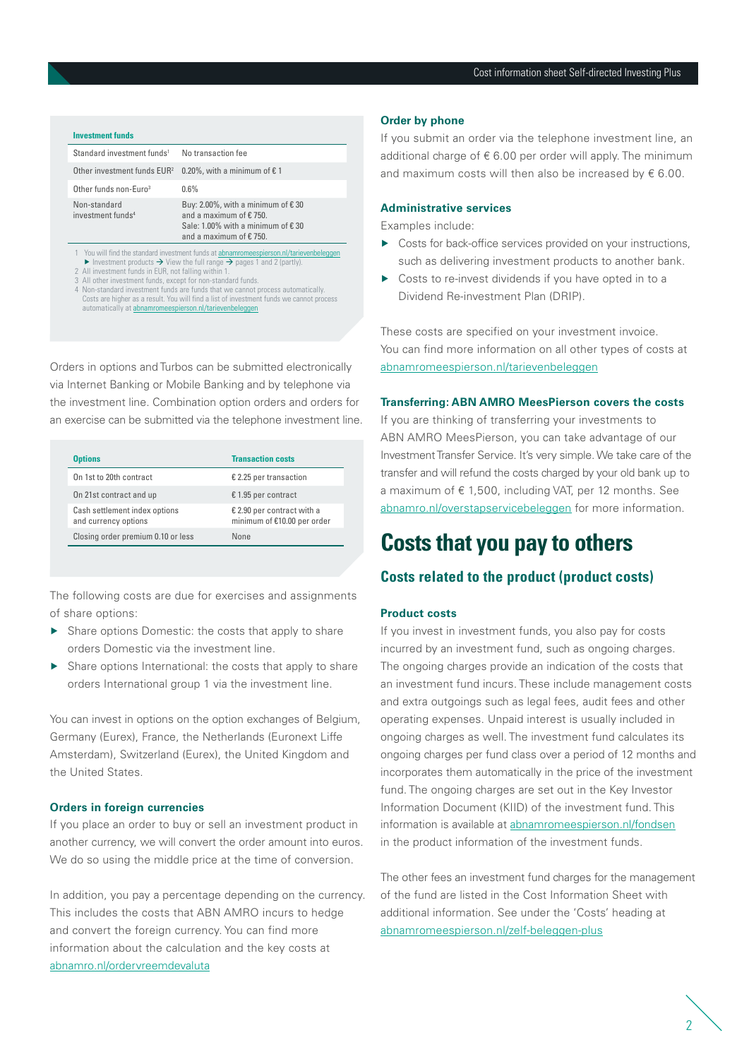| Investment funds | |
|---|---|
| Standard investment funds[1] | No transaction fee |
| Other investment funds EUR[2] | 0.20%, with a minimum of € 1 |
| Other funds non-Euro[3] | 0.6% |
| Non-standard investment funds[4] | Buy: 2.00%, with a minimum of € 30 and a maximum of € 750. Sale: 1.00% with a minimum of € 30 and a maximum of € 750. |

1 You will find the standard investment funds at abnamromeespierson.nl/tarievenbeleggen ▶ Investment products → View the full range → pages 1 and 2 (partly).
2 All investment funds in EUR, not falling within 1.
3 All other investment funds, except for non-standard funds.
4 Non-standard investment funds are funds that we cannot process automatically. Costs are higher as a result. You will find a list of investment funds we cannot process automatically at abnamromeespierson.nl/tarievenbeleggen

Orders in options and Turbos can be submitted electronically via Internet Banking or Mobile Banking and by telephone via the investment line. Combination option orders and orders for an exercise can be submitted via the telephone investment line.

| Options | Transaction costs |
|---|---|
| On 1st to 20th contract | € 2.25 per transaction |
| On 21st contract and up | € 1.95 per contract |
| Cash settlement index options and currency options | € 2.90 per contract with a minimum of €10.00 per order |
| Closing order premium 0.10 or less | None |

The following costs are due for exercises and assignments of share options:

- Share options Domestic: the costs that apply to share orders Domestic via the investment line.
- Share options International: the costs that apply to share orders International group 1 via the investment line.

You can invest in options on the option exchanges of Belgium, Germany (Eurex), France, the Netherlands (Euronext Liffe Amsterdam), Switzerland (Eurex), the United Kingdom and the United States.

### Orders in foreign currencies

If you place an order to buy or sell an investment product in another currency, we will convert the order amount into euros. We do so using the middle price at the time of conversion.

In addition, you pay a percentage depending on the currency. This includes the costs that ABN AMRO incurs to hedge and convert the foreign currency. You can find more information about the calculation and the key costs at abnamro.nl/ordervreemdevaluta

### Order by phone

If you submit an order via the telephone investment line, an additional charge of € 6.00 per order will apply. The minimum and maximum costs will then also be increased by € 6.00.

### Administrative services

Examples include:

- Costs for back-office services provided on your instructions, such as delivering investment products to another bank.
- Costs to re-invest dividends if you have opted in to a Dividend Re-investment Plan (DRIP).

These costs are specified on your investment invoice. You can find more information on all other types of costs at abnamromeespierson.nl/tarievenbeleggen

### Transferring: ABN AMRO MeesPierson covers the costs

If you are thinking of transferring your investments to ABN AMRO MeesPierson, you can take advantage of our Investment Transfer Service. It's very simple. We take care of the transfer and will refund the costs charged by your old bank up to a maximum of € 1,500, including VAT, per 12 months. See abnamro.nl/overstapservicebeleggen for more information.

# Costs that you pay to others

## Costs related to the product (product costs)

### Product costs

If you invest in investment funds, you also pay for costs incurred by an investment fund, such as ongoing charges. The ongoing charges provide an indication of the costs that an investment fund incurs. These include management costs and extra outgoings such as legal fees, audit fees and other operating expenses. Unpaid interest is usually included in ongoing charges as well. The investment fund calculates its ongoing charges per fund class over a period of 12 months and incorporates them automatically in the price of the investment fund. The ongoing charges are set out in the Key Investor Information Document (KIID) of the investment fund. This information is available at abnamromeespierson.nl/fondsen in the product information of the investment funds.

The other fees an investment fund charges for the management of the fund are listed in the Cost Information Sheet with additional information. See under the 'Costs' heading at abnamromeespierson.nl/zelf-beleggen-plus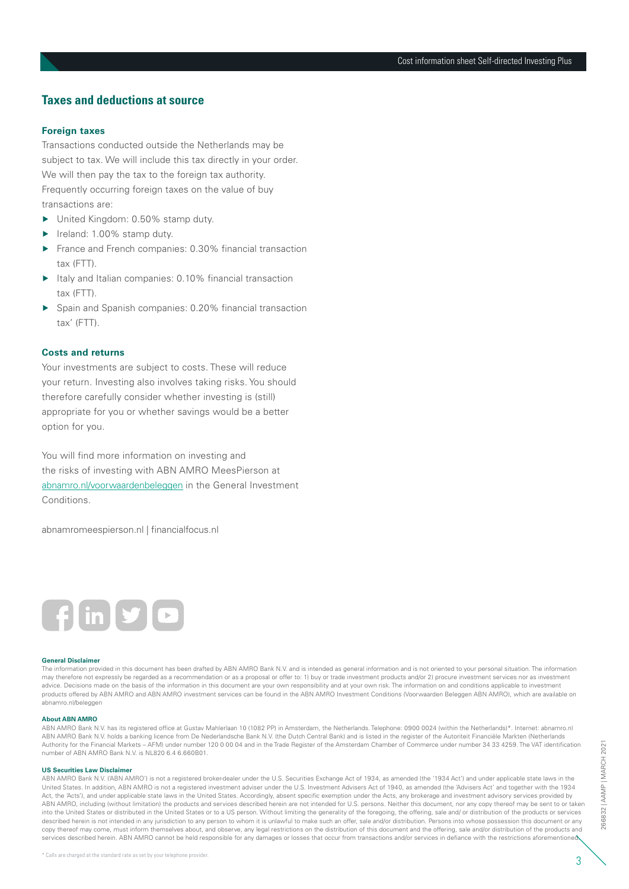## Taxes and deductions at source

### Foreign taxes

Transactions conducted outside the Netherlands may be subject to tax. We will include this tax directly in your order. We will then pay the tax to the foreign tax authority. Frequently occurring foreign taxes on the value of buy transactions are:

- United Kingdom: 0.50% stamp duty.
- Ireland: 1.00% stamp duty.
- France and French companies: 0.30% financial transaction tax (FTT).
- Italy and Italian companies: 0.10% financial transaction tax (FTT).
- Spain and Spanish companies: 0.20% financial transaction tax' (FTT).

### Costs and returns

Your investments are subject to costs. These will reduce your return. Investing also involves taking risks. You should therefore carefully consider whether investing is (still) appropriate for you or whether savings would be a better option for you.

You will find more information on investing and the risks of investing with ABN AMRO MeesPierson at abnamro.nl/voorwaardenbeleggen in the General Investment Conditions.

abnamromeespierson.nl | financialfocus.nl

**General Disclaimer**

The information provided in this document has been drafted by ABN AMRO Bank N.V. and is intended as general information and is not oriented to your personal situation. The information may therefore not expressly be regarded as a recommendation or as a proposal or offer to: 1) buy or trade investment products and/or 2) procure investment services nor as investment advice. Decisions made on the basis of the information in this document are your own responsibility and at your own risk. The information on and conditions applicable to investment products offered by ABN AMRO and ABN AMRO investment services can be found in the ABN AMRO Investment Conditions (Voorwaarden Beleggen ABN AMRO), which are available on abnamro.nl/beleggen

**About ABN AMRO**

ABN AMRO Bank N.V. has its registered office at Gustav Mahlerlaan 10 (1082 PP) in Amsterdam, the Netherlands. Telephone: 0900 0024 (within the Netherlands)*. Internet: abnamro.nl ABN AMRO Bank N.V. holds a banking licence from De Nederlandsche Bank N.V. (the Dutch Central Bank) and is listed in the register of the Autoriteit Financiële Markten (Netherlands Authority for the Financial Markets – AFM) under number 120 0 00 04 and in the Trade Register of the Amsterdam Chamber of Commerce under number 34 33 4259. The VAT identification number of ABN AMRO Bank N.V. is NL820 6.4 6.660B01.

**US Securities Law Disclaimer**

ABN AMRO Bank N.V. ('ABN AMRO') is not a registered broker-dealer under the U.S. Securities Exchange Act of 1934, as amended (the '1934 Act') and under applicable state laws in the United States. In addition, ABN AMRO is not a registered investment adviser under the U.S. Investment Advisers Act of 1940, as amended (the 'Advisers Act' and together with the 1934 Act, the 'Acts'), and under applicable state laws in the United States. Accordingly, absent specific exemption under the Acts, any brokerage and investment advisory services provided by ABN AMRO, including (without limitation) the products and services described herein are not intended for U.S. persons. Neither this document, nor any copy thereof may be sent to or taken into the United States or distributed in the United States or to a US person. Without limiting the generality of the foregoing, the offering, sale and/ or distribution of the products or services described herein is not intended in any jurisdiction to any person to whom it is unlawful to make such an offer, sale and/or distribution. Persons into whose possession this document or any copy thereof may come, must inform themselves about, and observe, any legal restrictions on the distribution of this document and the offering, sale and/or distribution of the products and services described herein. ABN AMRO cannot be held responsible for any damages or losses that occur from transactions and/or services in defiance with the restrictions aforementioned.

\* Calls are charged at the standard rate as set by your telephone provider.

266832 | AAMP | MARCH 2021